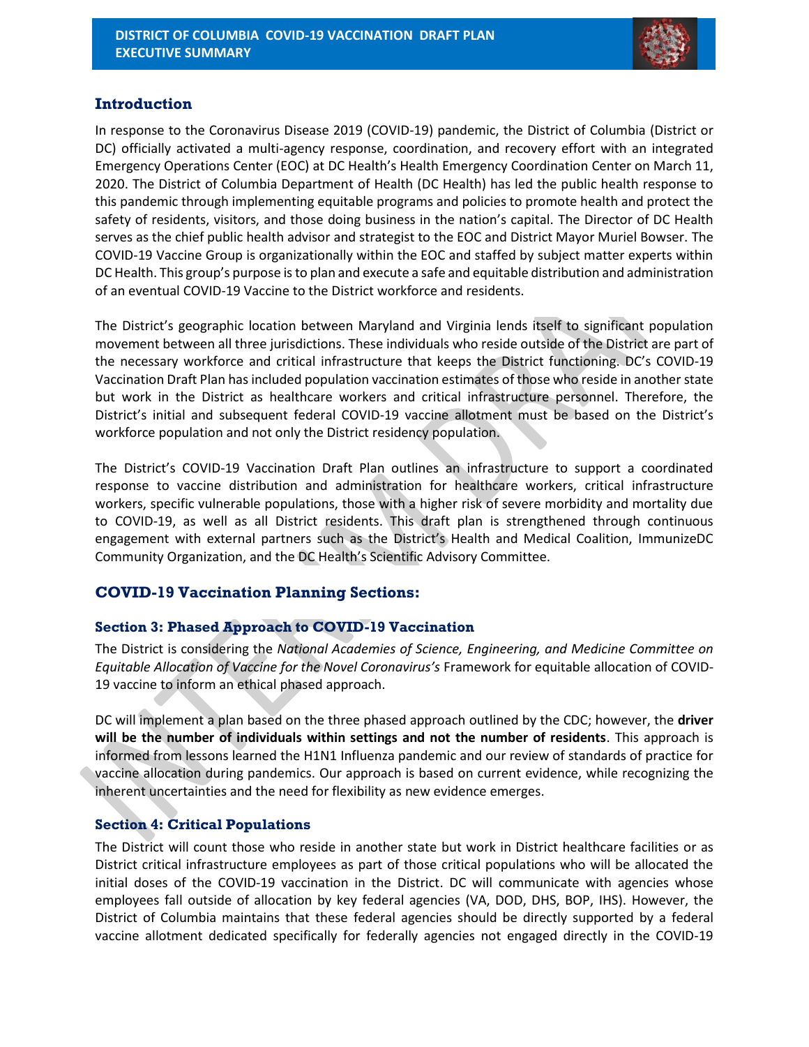# DISTRICT OF COLUMBIA COVID-19 VACCINATION DRAFT PLAN EXECUTIVE SUMMARY

## Introduction

In response to the Coronavirus Disease 2019 (COVID-19) pandemic, the District of Columbia (District or DC) officially activated a multi-agency response, coordination, and recovery effort with an integrated Emergency Operations Center (EOC) at DC Health's Health Emergency Coordination Center on March 11, 2020. The District of Columbia Department of Health (DC Health) has led the public health response to this pandemic through implementing equitable programs and policies to promote health and protect the safety of residents, visitors, and those doing business in the nation's capital. The Director of DC Health serves as the chief public health advisor and strategist to the EOC and District Mayor Muriel Bowser. The COVID-19 Vaccine Group is organizationally within the EOC and staffed by subject matter experts within DC Health. This group's purpose is to plan and execute a safe and equitable distribution and administration of an eventual COVID-19 Vaccine to the District workforce and residents.

The District's geographic location between Maryland and Virginia lends itself to significant population movement between all three jurisdictions. These individuals who reside outside of the District are part of the necessary workforce and critical infrastructure that keeps the District functioning. DC's COVID-19 Vaccination Draft Plan has included population vaccination estimates of those who reside in another state but work in the District as healthcare workers and critical infrastructure personnel. Therefore, the District's initial and subsequent federal COVID-19 vaccine allotment must be based on the District's workforce population and not only the District residency population.

The District's COVID-19 Vaccination Draft Plan outlines an infrastructure to support a coordinated response to vaccine distribution and administration for healthcare workers, critical infrastructure workers, specific vulnerable populations, those with a higher risk of severe morbidity and mortality due to COVID-19, as well as all District residents. This draft plan is strengthened through continuous engagement with external partners such as the District's Health and Medical Coalition, ImmunizeDC Community Organization, and the DC Health's Scientific Advisory Committee.

## COVID-19 Vaccination Planning Sections:

### Section 3: Phased Approach to COVID-19 Vaccination

The District is considering the *National Academies of Science, Engineering, and Medicine Committee on Equitable Allocation of Vaccine for the Novel Coronavirus's* Framework for equitable allocation of COVID-19 vaccine to inform an ethical phased approach.

DC will implement a plan based on the three phased approach outlined by the CDC; however, the **driver will be the number of individuals within settings and not the number of residents**. This approach is informed from lessons learned the H1N1 Influenza pandemic and our review of standards of practice for vaccine allocation during pandemics. Our approach is based on current evidence, while recognizing the inherent uncertainties and the need for flexibility as new evidence emerges.

### Section 4: Critical Populations

The District will count those who reside in another state but work in District healthcare facilities or as District critical infrastructure employees as part of those critical populations who will be allocated the initial doses of the COVID-19 vaccination in the District. DC will communicate with agencies whose employees fall outside of allocation by key federal agencies (VA, DOD, DHS, BOP, IHS). However, the District of Columbia maintains that these federal agencies should be directly supported by a federal vaccine allotment dedicated specifically for federally agencies not engaged directly in the COVID-19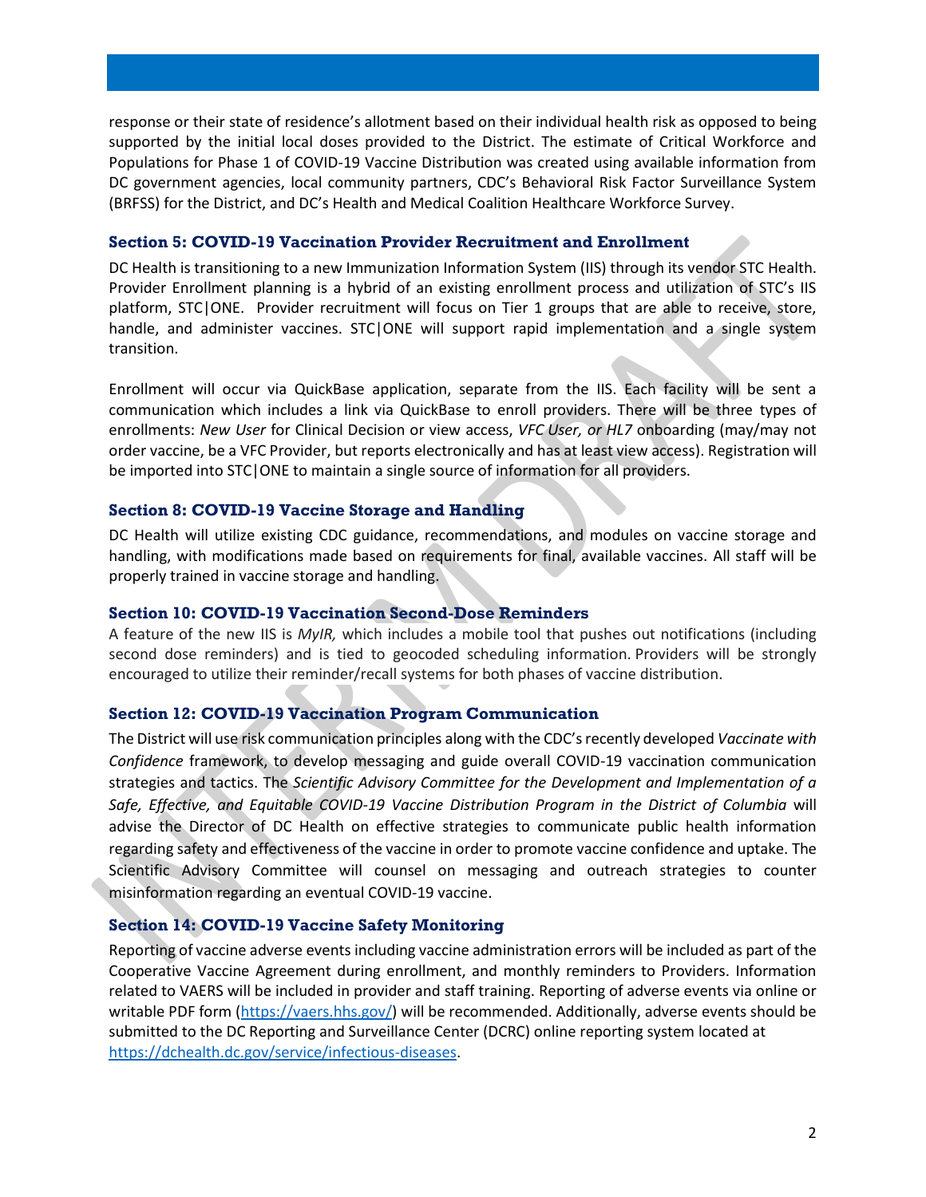response or their state of residence's allotment based on their individual health risk as opposed to being supported by the initial local doses provided to the District. The estimate of Critical Workforce and Populations for Phase 1 of COVID-19 Vaccine Distribution was created using available information from DC government agencies, local community partners, CDC's Behavioral Risk Factor Surveillance System (BRFSS) for the District, and DC's Health and Medical Coalition Healthcare Workforce Survey.

### Section 5: COVID-19 Vaccination Provider Recruitment and Enrollment

DC Health is transitioning to a new Immunization Information System (IIS) through its vendor STC Health. Provider Enrollment planning is a hybrid of an existing enrollment process and utilization of STC's IIS platform, STC|ONE. Provider recruitment will focus on Tier 1 groups that are able to receive, store, handle, and administer vaccines. STC|ONE will support rapid implementation and a single system transition.

Enrollment will occur via QuickBase application, separate from the IIS. Each facility will be sent a communication which includes a link via QuickBase to enroll providers. There will be three types of enrollments: *New User* for Clinical Decision or view access, *VFC User, or HL7* onboarding (may/may not order vaccine, be a VFC Provider, but reports electronically and has at least view access). Registration will be imported into STC|ONE to maintain a single source of information for all providers.

### Section 8: COVID-19 Vaccine Storage and Handling

DC Health will utilize existing CDC guidance, recommendations, and modules on vaccine storage and handling, with modifications made based on requirements for final, available vaccines. All staff will be properly trained in vaccine storage and handling.

### Section 10: COVID-19 Vaccination Second-Dose Reminders

A feature of the new IIS is *MyIR,* which includes a mobile tool that pushes out notifications (including second dose reminders) and is tied to geocoded scheduling information. Providers will be strongly encouraged to utilize their reminder/recall systems for both phases of vaccine distribution.

### Section 12: COVID-19 Vaccination Program Communication

The District will use risk communication principles along with the CDC's recently developed *Vaccinate with Confidence* framework, to develop messaging and guide overall COVID-19 vaccination communication strategies and tactics. The *Scientific Advisory Committee for the Development and Implementation of a Safe, Effective, and Equitable COVID-19 Vaccine Distribution Program in the District of Columbia* will advise the Director of DC Health on effective strategies to communicate public health information regarding safety and effectiveness of the vaccine in order to promote vaccine confidence and uptake. The Scientific Advisory Committee will counsel on messaging and outreach strategies to counter misinformation regarding an eventual COVID-19 vaccine.

### Section 14: COVID-19 Vaccine Safety Monitoring

Reporting of vaccine adverse events including vaccine administration errors will be included as part of the Cooperative Vaccine Agreement during enrollment, and monthly reminders to Providers. Information related to VAERS will be included in provider and staff training. Reporting of adverse events via online or writable PDF form (https://vaers.hhs.gov/) will be recommended. Additionally, adverse events should be submitted to the DC Reporting and Surveillance Center (DCRC) online reporting system located at https://dchealth.dc.gov/service/infectious-diseases.